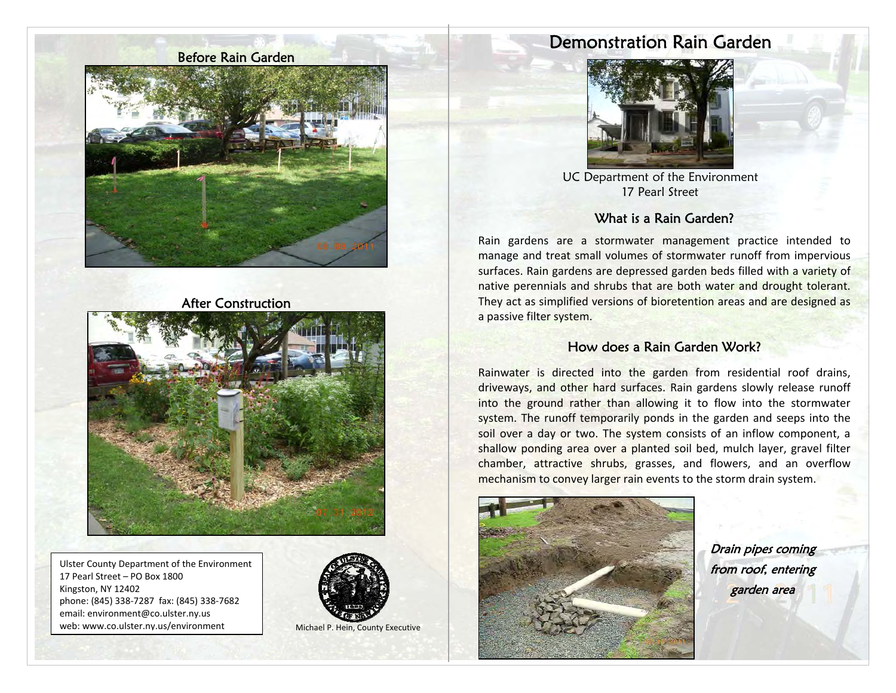Before Rain Garden

After Construction

Ulster County Department of the Environment
17 Pearl Street – PO Box 1800
Kingston, NY 12402
phone: (845) 338-7287 fax: (845) 338-7682
email: environment@co.ulster.ny.us
web: www.co.ulster.ny.us/environment

Michael P. Hein, County Executive

# Demonstration Rain Garden

UC Department of the Environment
17 Pearl Street

## What is a Rain Garden?

Rain gardens are a stormwater management practice intended to manage and treat small volumes of stormwater runoff from impervious surfaces. Rain gardens are depressed garden beds filled with a variety of native perennials and shrubs that are both water and drought tolerant. They act as simplified versions of bioretention areas and are designed as a passive filter system.

## How does a Rain Garden Work?

Rainwater is directed into the garden from residential roof drains, driveways, and other hard surfaces. Rain gardens slowly release runoff into the ground rather than allowing it to flow into the stormwater system. The runoff temporarily ponds in the garden and seeps into the soil over a day or two. The system consists of an inflow component, a shallow ponding area over a planted soil bed, mulch layer, gravel filter chamber, attractive shrubs, grasses, and flowers, and an overflow mechanism to convey larger rain events to the storm drain system.

*Drain pipes coming from roof, entering garden area*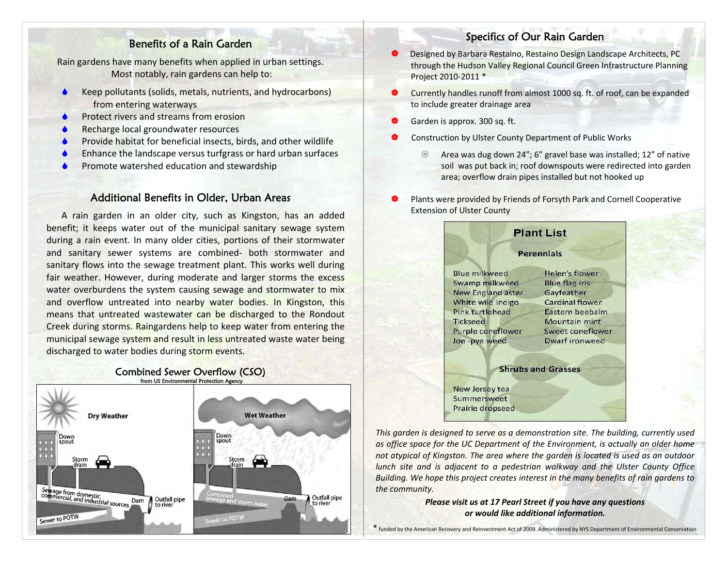## Benefits of a Rain Garden

Rain gardens have many benefits when applied in urban settings. Most notably, rain gardens can help to:

- Keep pollutants (solids, metals, nutrients, and hydrocarbons) from entering waterways
- Protect rivers and streams from erosion
- Recharge local groundwater resources
- Provide habitat for beneficial insects, birds, and other wildlife
- Enhance the landscape versus turfgrass or hard urban surfaces
- Promote watershed education and stewardship

## Additional Benefits in Older, Urban Areas

A rain garden in an older city, such as Kingston, has an added benefit; it keeps water out of the municipal sanitary sewage system during a rain event. In many older cities, portions of their stormwater and sanitary sewer systems are combined- both stormwater and sanitary flows into the sewage treatment plant. This works well during fair weather. However, during moderate and larger storms the excess water overburdens the system causing sewage and stormwater to mix and overflow untreated into nearby water bodies. In Kingston, this means that untreated wastewater can be discharged to the Rondout Creek during storms. Raingardens help to keep water from entering the municipal sewage system and result in less untreated waste water being discharged to water bodies during storm events.

### Combined Sewer Overflow (CSO)

from US Environmental Protection Agency

Dry Weather
Down spout
Storm drain
Sewage from domestic, commercial, and industrial sources
Dam
Outfall pipe to river
Sewer to POTW

Wet Weather
Down spout
Storm drain
Combined sewage and storm water
Dam
Outfall pipe to river
Sewer to POTW

## Specifics of Our Rain Garden

- Designed by Barbara Restaino, Restaino Design Landscape Architects, PC through the Hudson Valley Regional Council Green Infrastructure Planning Project 2010-2011 *
- Currently handles runoff from almost 1000 sq. ft. of roof, can be expanded to include greater drainage area
- Garden is approx. 300 sq. ft.
- Construction by Ulster County Department of Public Works
  - Area was dug down 24"; 6" gravel base was installed; 12" of native soil was put back in; roof downspouts were redirected into garden area; overflow drain pipes installed but not hooked up
- Plants were provided by Friends of Forsyth Park and Cornell Cooperative Extension of Ulster County

### Plant List

**Perennials**

| | |
|---|---|
| Blue milkweed | Helen's flower |
| Swamp milkweed | Blue flag iris |
| New England aster | Gayfeather |
| White wild indigo | Cardinal flower |
| Pink turtlehead | Eastern beebalm |
| Tickseed | Mountain mint |
| Purple coneflower | Sweet coneflower |
| Joe -pye weed | Dwarf ironweed |

**Shrubs and Grasses**

New Jersey tea
Summersweet
Prairie dropseed

*This garden is designed to serve as a demonstration site. The building, currently used as office space for the UC Department of the Environment, is actually an older home not atypical of Kingston. The area where the garden is located is used as an outdoor lunch site and is adjacent to a pedestrian walkway and the Ulster County Office Building. We hope this project creates interest in the many benefits of rain gardens to the community.*

***Please visit us at 17 Pearl Street if you have any questions or would like additional information.***

* funded by the American Recovery and Reinvestment Act of 2009. Administered by NYS Department of Environmental Conservation